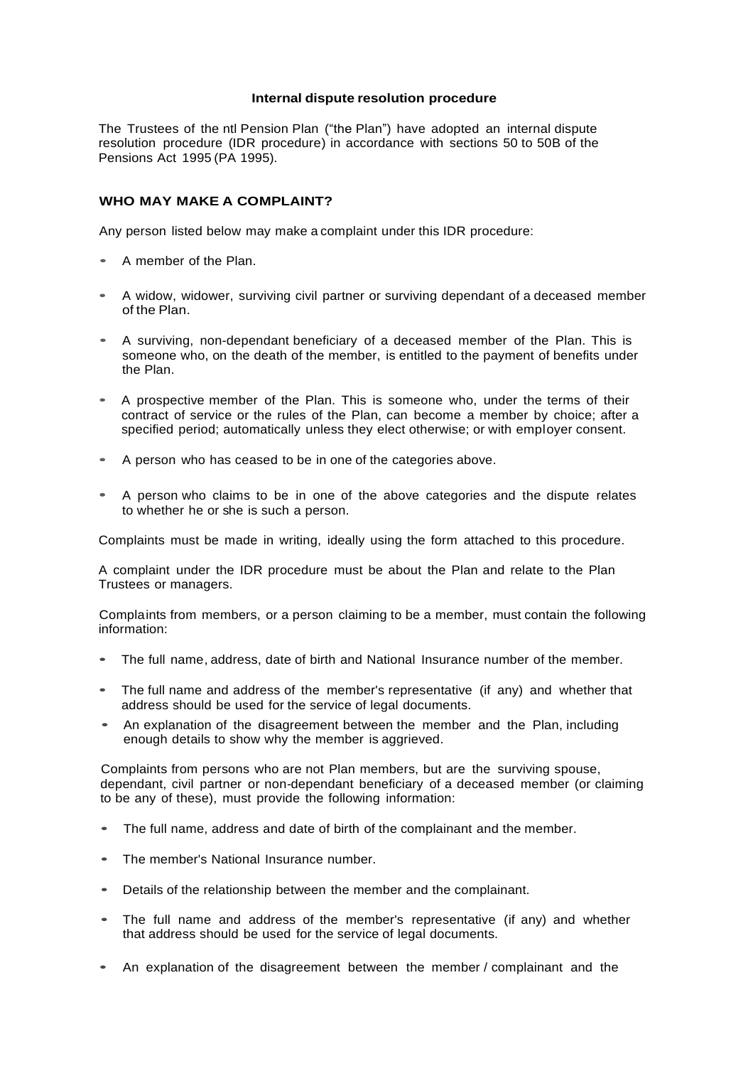**Internal dispute resolution procedure**

The Trustees of the ntl Pension Plan ("the Plan") have adopted an internal dispute resolution procedure (IDR procedure) in accordance with sections 50 to 50B of the Pensions Act 1995 (PA 1995).

## WHO MAY MAKE A COMPLAINT?

Any person listed below may make a complaint under this IDR procedure:

- A member of the Plan.
- A widow, widower, surviving civil partner or surviving dependant of a deceased member of the Plan.
- A surviving, non-dependant beneficiary of a deceased member of the Plan. This is someone who, on the death of the member, is entitled to the payment of benefits under the Plan.
- A prospective member of the Plan. This is someone who, under the terms of their contract of service or the rules of the Plan, can become a member by choice; after a specified period; automatically unless they elect otherwise; or with employer consent.
- A person who has ceased to be in one of the categories above.
- A person who claims to be in one of the above categories and the dispute relates to whether he or she is such a person.

Complaints must be made in writing, ideally using the form attached to this procedure.

A complaint under the IDR procedure must be about the Plan and relate to the Plan Trustees or managers.

Complaints from members, or a person claiming to be a member, must contain the following information:

- The full name, address, date of birth and National Insurance number of the member.
- The full name and address of the member's representative (if any) and whether that address should be used for the service of legal documents.
- An explanation of the disagreement between the member and the Plan, including enough details to show why the member is aggrieved.

Complaints from persons who are not Plan members, but are the surviving spouse, dependant, civil partner or non-dependant beneficiary of a deceased member (or claiming to be any of these), must provide the following information:

- The full name, address and date of birth of the complainant and the member.
- The member's National Insurance number.
- Details of the relationship between the member and the complainant.
- The full name and address of the member's representative (if any) and whether that address should be used for the service of legal documents.
- An explanation of the disagreement between the member / complainant and the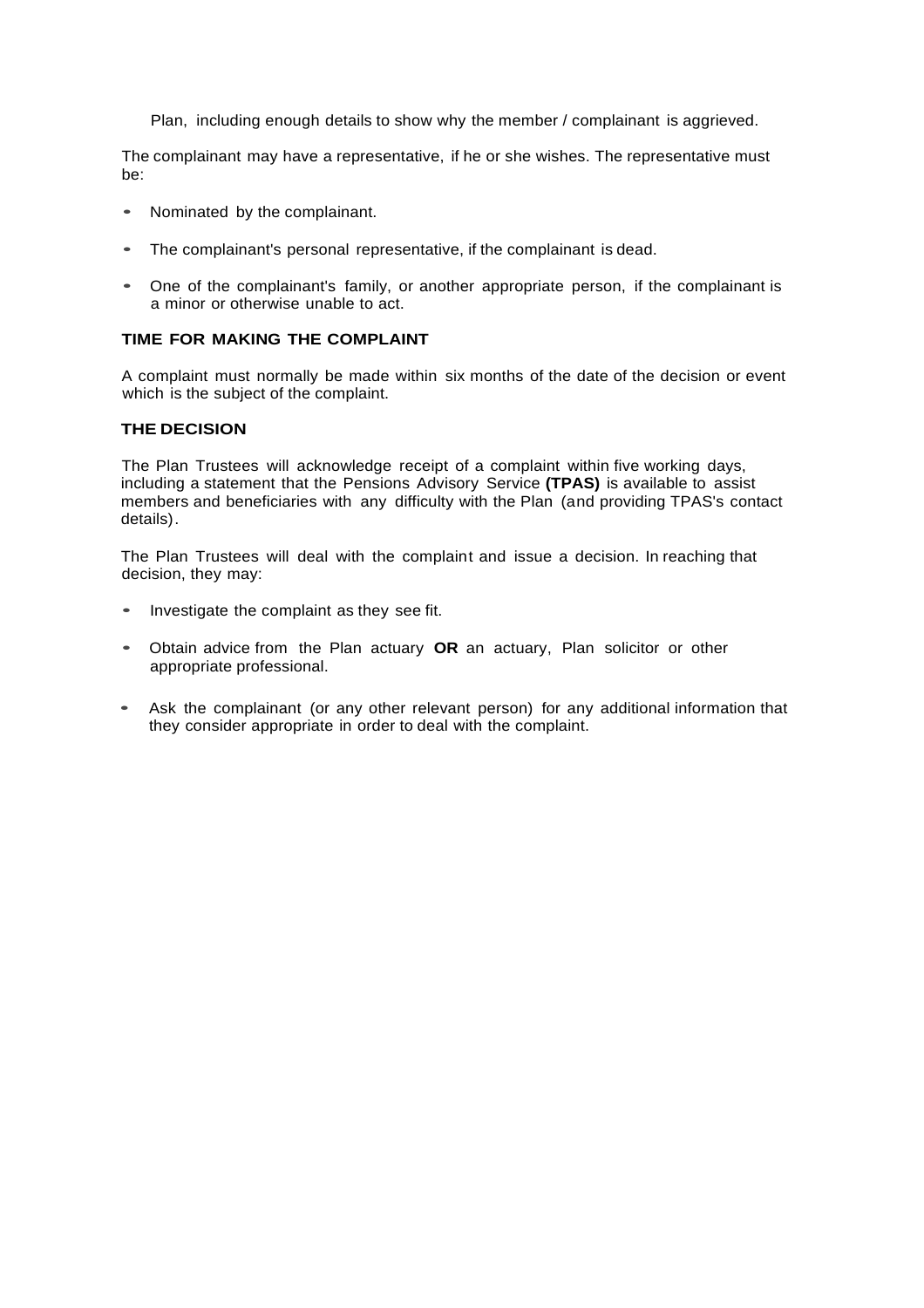Plan, including enough details to show why the member / complainant is aggrieved.

The complainant may have a representative, if he or she wishes. The representative must be:

- Nominated by the complainant.
- The complainant's personal representative, if the complainant is dead.
- One of the complainant's family, or another appropriate person, if the complainant is a minor or otherwise unable to act.

### TIME FOR MAKING THE COMPLAINT

A complaint must normally be made within six months of the date of the decision or event which is the subject of the complaint.

### THE DECISION

The Plan Trustees will acknowledge receipt of a complaint within five working days, including a statement that the Pensions Advisory Service **(TPAS)** is available to assist members and beneficiaries with any difficulty with the Plan (and providing TPAS's contact details).

The Plan Trustees will deal with the complaint and issue a decision. In reaching that decision, they may:

- Investigate the complaint as they see fit.
- Obtain advice from the Plan actuary **OR** an actuary, Plan solicitor or other appropriate professional.
- Ask the complainant (or any other relevant person) for any additional information that they consider appropriate in order to deal with the complaint.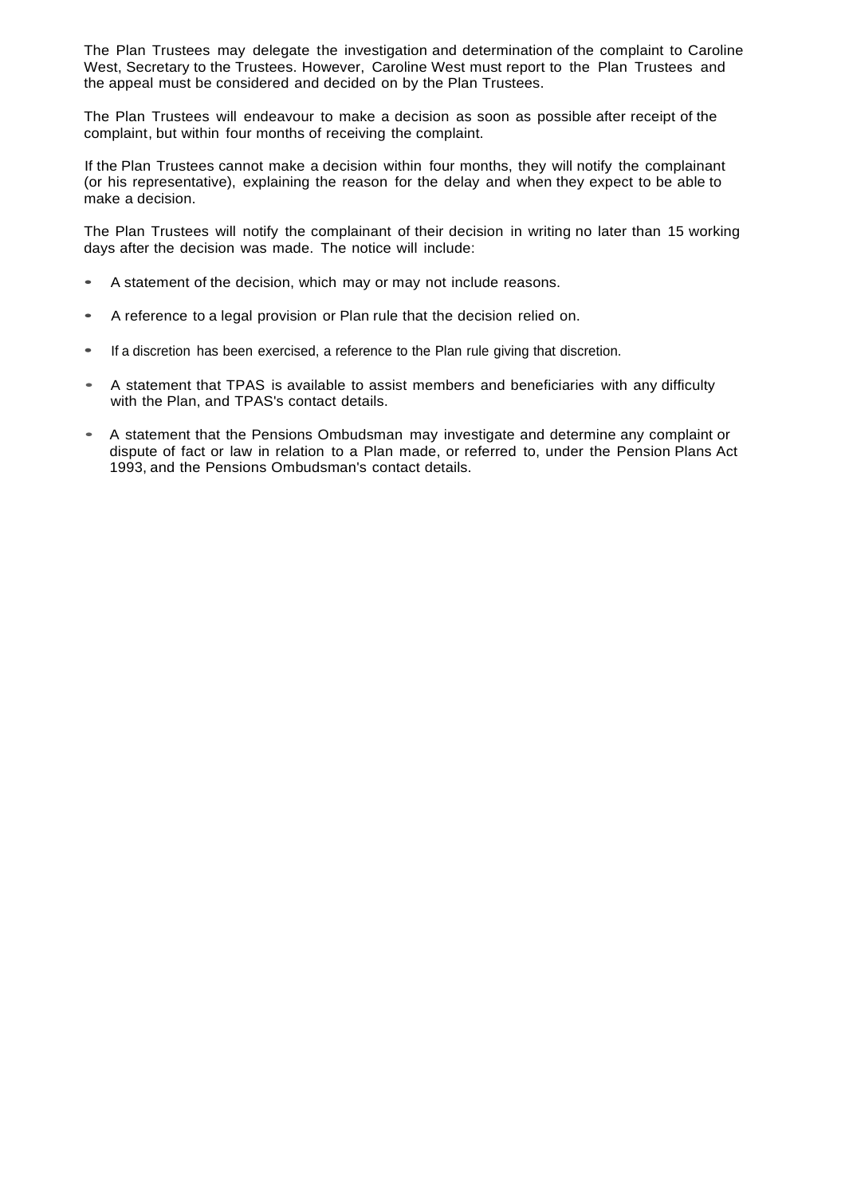The Plan Trustees may delegate the investigation and determination of the complaint to Caroline West, Secretary to the Trustees. However, Caroline West must report to the Plan Trustees and the appeal must be considered and decided on by the Plan Trustees.

The Plan Trustees will endeavour to make a decision as soon as possible after receipt of the complaint, but within four months of receiving the complaint.

If the Plan Trustees cannot make a decision within four months, they will notify the complainant (or his representative), explaining the reason for the delay and when they expect to be able to make a decision.

The Plan Trustees will notify the complainant of their decision in writing no later than 15 working days after the decision was made. The notice will include:

- A statement of the decision, which may or may not include reasons.
- A reference to a legal provision or Plan rule that the decision relied on.
- If a discretion has been exercised, a reference to the Plan rule giving that discretion.
- A statement that TPAS is available to assist members and beneficiaries with any difficulty with the Plan, and TPAS's contact details.
- A statement that the Pensions Ombudsman may investigate and determine any complaint or dispute of fact or law in relation to a Plan made, or referred to, under the Pension Plans Act 1993, and the Pensions Ombudsman's contact details.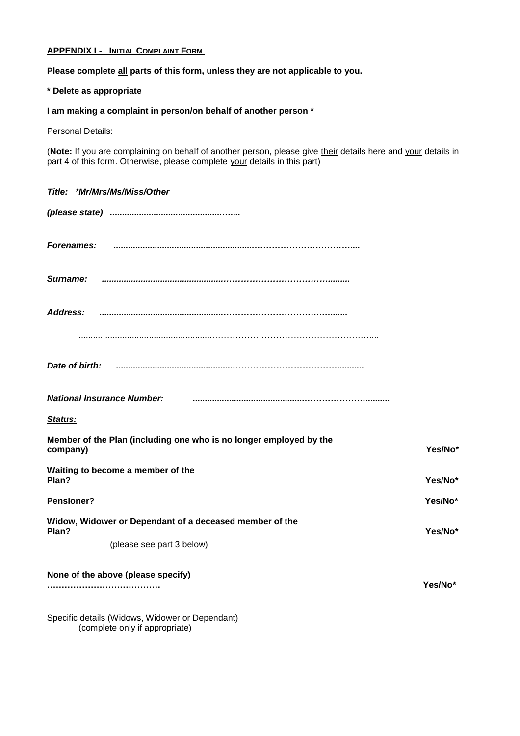**APPENDIX I - INITIAL COMPLAINT FORM**

**Please complete all parts of this form, unless they are not applicable to you.**

**\* Delete as appropriate**

**I am making a complaint in person/on behalf of another person \***

Personal Details:

(**Note:** If you are complaining on behalf of another person, please give their details here and your details in part 4 of this form. Otherwise, please complete your details in this part)

***Title:*** *\*Mr/Mrs/Ms/Miss/Other*

***(please state)*** **...................................................**

***Forenames:*** **............................................................................................**

***Surname:*** **..........................................................................................**

***Address:*** **..........................................................................................**

..........................................................................................................

***Date of birth:*** **..........................................................................................**

***National Insurance Number:*** **..........................................................................**

***Status:***

| | |
|---|---|
| **Member of the Plan (including one who is no longer employed by the company)** | **Yes/No\*** |
| **Waiting to become a member of the Plan?** | **Yes/No\*** |
| **Pensioner?** | **Yes/No\*** |
| **Widow, Widower or Dependant of a deceased member of the Plan?** (please see part 3 below) | **Yes/No\*** |
| **None of the above (please specify) ………………………………** | **Yes/No\*** |

Specific details (Widows, Widower or Dependant)
(complete only if appropriate)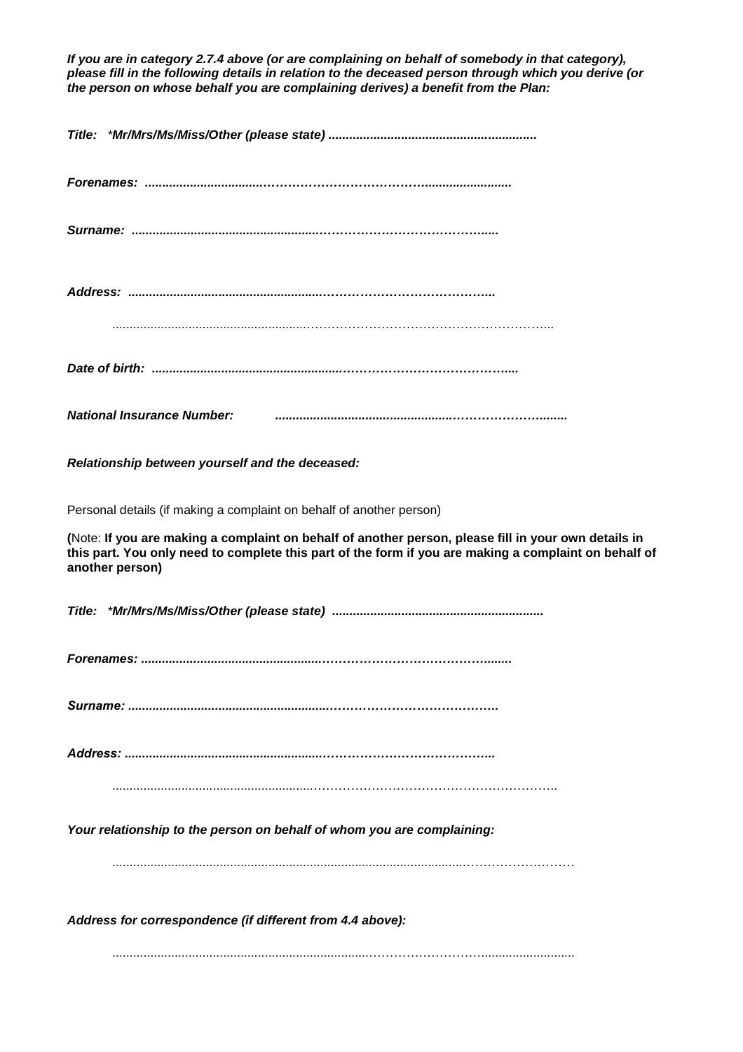***If you are in category 2.7.4 above (or are complaining on behalf of somebody in that category), please fill in the following details in relation to the deceased person through which you derive (or the person on whose behalf you are complaining derives) a benefit from the Plan:***

***Title:*** *Mr/Mrs/Ms/Miss/Other (please state)* ............................................................

***Forenames:*** ..................................................................................................

***Surname:*** ..................................................................................................

***Address:*** ..................................................................................................

..................................................................................................................

***Date of birth:*** ..................................................................................................

***National Insurance Number:*** ..................................................................................

***Relationship between yourself and the deceased:***

Personal details (if making a complaint on behalf of another person)

**(**Note: **If you are making a complaint on behalf of another person, please fill in your own details in this part. You only need to complete this part of the form if you are making a complaint on behalf of another person)**

***Title:*** *Mr/Mrs/Ms/Miss/Other (please state)* ............................................................

***Forenames:*** ..................................................................................................

***Surname:*** ..................................................................................................

***Address:*** ..................................................................................................

..................................................................................................................

***Your relationship to the person on behalf of whom you are complaining:***

..................................................................................................................

***Address for correspondence (if different from 4.4 above):***

..................................................................................................................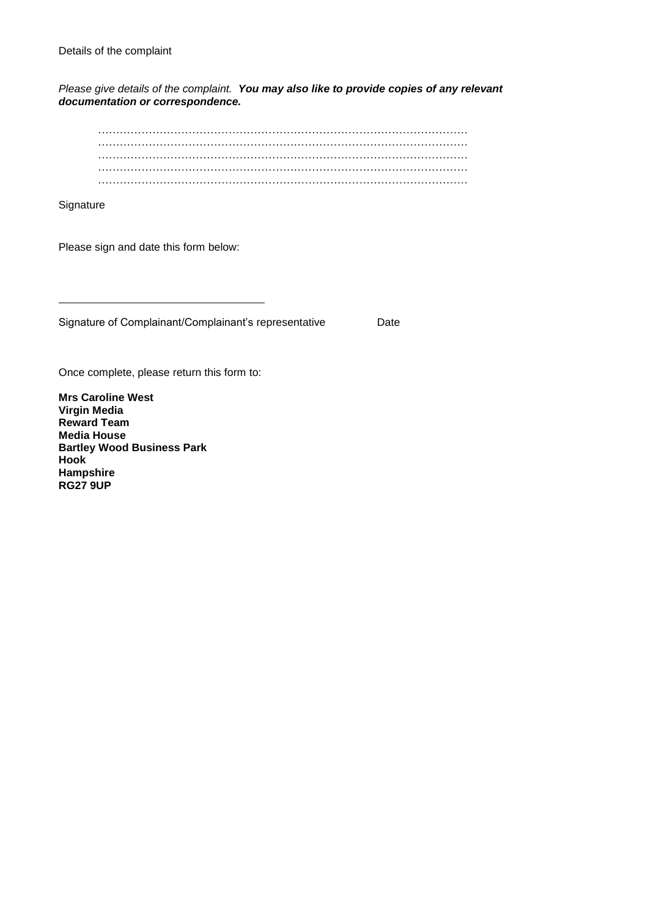Details of the complaint

*Please give details of the complaint.* ***You may also like to provide copies of any relevant documentation or correspondence.***

…………………………………………………………………………………………
…………………………………………………………………………………………
…………………………………………………………………………………………
…………………………………………………………………………………………
…………………………………………………………………………………………

Signature

Please sign and date this form below:

\_\_\_\_\_\_\_\_\_\_\_\_\_\_\_\_\_\_\_\_\_\_\_\_\_\_\_\_\_\_\_\_\_\_

Signature of Complainant/Complainant's representative  Date

Once complete, please return this form to:

**Mrs Caroline West**
**Virgin Media**
**Reward Team**
**Media House**
**Bartley Wood Business Park**
**Hook**
**Hampshire**
**RG27 9UP**